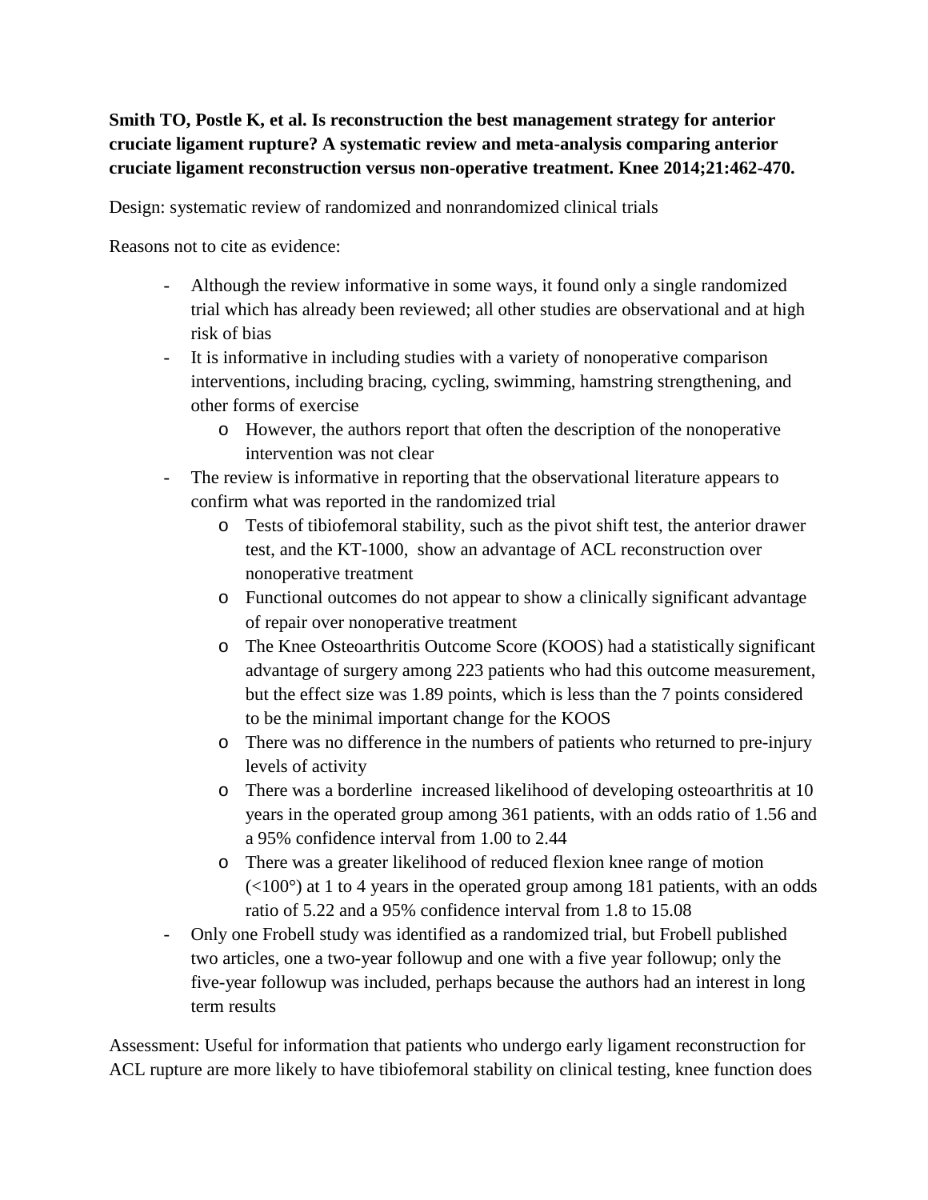**Smith TO, Postle K, et al. Is reconstruction the best management strategy for anterior cruciate ligament rupture? A systematic review and meta-analysis comparing anterior cruciate ligament reconstruction versus non-operative treatment. Knee 2014;21:462-470.**

Design: systematic review of randomized and nonrandomized clinical trials

Reasons not to cite as evidence:

- Although the review informative in some ways, it found only a single randomized trial which has already been reviewed; all other studies are observational and at high risk of bias
- It is informative in including studies with a variety of nonoperative comparison interventions, including bracing, cycling, swimming, hamstring strengthening, and other forms of exercise
    - However, the authors report that often the description of the nonoperative intervention was not clear
- The review is informative in reporting that the observational literature appears to confirm what was reported in the randomized trial
    - Tests of tibiofemoral stability, such as the pivot shift test, the anterior drawer test, and the KT-1000, show an advantage of ACL reconstruction over nonoperative treatment
    - Functional outcomes do not appear to show a clinically significant advantage of repair over nonoperative treatment
    - The Knee Osteoarthritis Outcome Score (KOOS) had a statistically significant advantage of surgery among 223 patients who had this outcome measurement, but the effect size was 1.89 points, which is less than the 7 points considered to be the minimal important change for the KOOS
    - There was no difference in the numbers of patients who returned to pre-injury levels of activity
    - There was a borderline increased likelihood of developing osteoarthritis at 10 years in the operated group among 361 patients, with an odds ratio of 1.56 and a 95% confidence interval from 1.00 to 2.44
    - There was a greater likelihood of reduced flexion knee range of motion (<100°) at 1 to 4 years in the operated group among 181 patients, with an odds ratio of 5.22 and a 95% confidence interval from 1.8 to 15.08
- Only one Frobell study was identified as a randomized trial, but Frobell published two articles, one a two-year followup and one with a five year followup; only the five-year followup was included, perhaps because the authors had an interest in long term results

Assessment: Useful for information that patients who undergo early ligament reconstruction for ACL rupture are more likely to have tibiofemoral stability on clinical testing, knee function does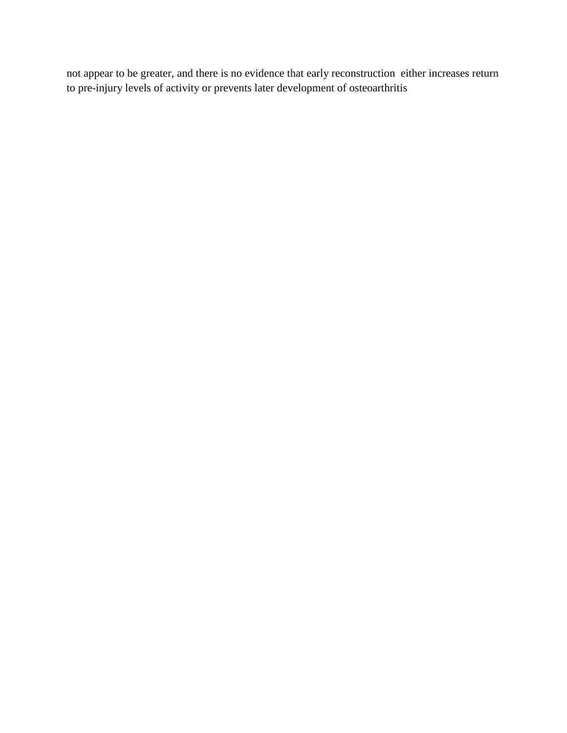not appear to be greater, and there is no evidence that early reconstruction  either increases return to pre-injury levels of activity or prevents later development of osteoarthritis